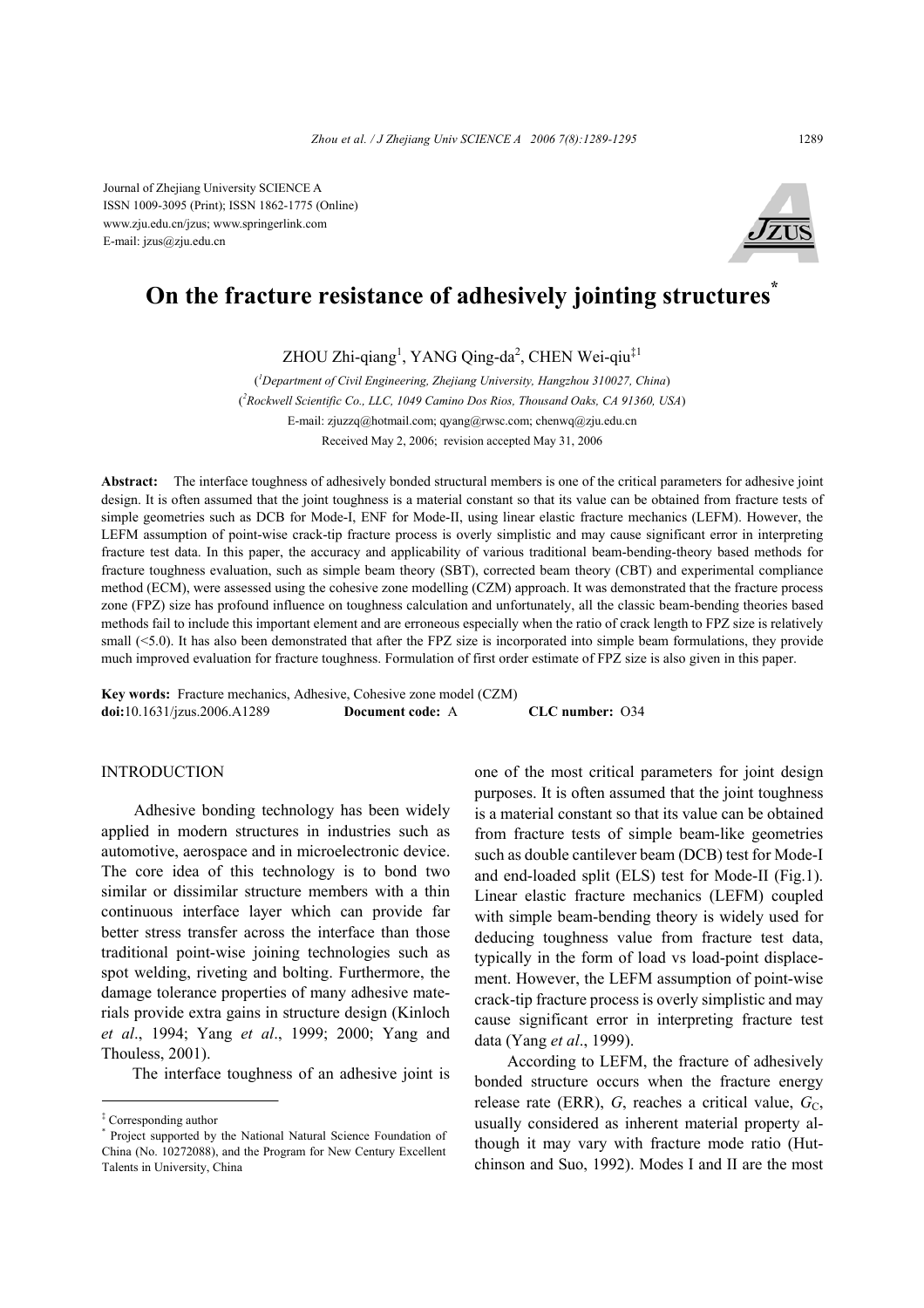Journal of Zhejiang University SCIENCE A
ISSN 1009-3095 (Print); ISSN 1862-1775 (Online)
www.zju.edu.cn/jzus; www.springerlink.com
E-mail: jzus@zju.edu.cn

# On the fracture resistance of adhesively jointing structures*

ZHOU Zhi-qiang[1], YANG Qing-da[2], CHEN Wei-qiu[‡1]

([1]Department of Civil Engineering, Zhejiang University, Hangzhou 310027, China)
([2]Rockwell Scientific Co., LLC, 1049 Camino Dos Rios, Thousand Oaks, CA 91360, USA)
E-mail: zjuzzq@hotmail.com; qyang@rwsc.com; chenwq@zju.edu.cn
Received May 2, 2006; revision accepted May 31, 2006

**Abstract:** The interface toughness of adhesively bonded structural members is one of the critical parameters for adhesive joint design. It is often assumed that the joint toughness is a material constant so that its value can be obtained from fracture tests of simple geometries such as DCB for Mode-I, ENF for Mode-II, using linear elastic fracture mechanics (LEFM). However, the LEFM assumption of point-wise crack-tip fracture process is overly simplistic and may cause significant error in interpreting fracture test data. In this paper, the accuracy and applicability of various traditional beam-bending-theory based methods for fracture toughness evaluation, such as simple beam theory (SBT), corrected beam theory (CBT) and experimental compliance method (ECM), were assessed using the cohesive zone modelling (CZM) approach. It was demonstrated that the fracture process zone (FPZ) size has profound influence on toughness calculation and unfortunately, all the classic beam-bending theories based methods fail to include this important element and are erroneous especially when the ratio of crack length to FPZ size is relatively small (<5.0). It has also been demonstrated that after the FPZ size is incorporated into simple beam formulations, they provide much improved evaluation for fracture toughness. Formulation of first order estimate of FPZ size is also given in this paper.

**Key words:** Fracture mechanics, Adhesive, Cohesive zone model (CZM)
**doi:**10.1631/jzus.2006.A1289  **Document code:** A  **CLC number:** O34

## INTRODUCTION

Adhesive bonding technology has been widely applied in modern structures in industries such as automotive, aerospace and in microelectronic device. The core idea of this technology is to bond two similar or dissimilar structure members with a thin continuous interface layer which can provide far better stress transfer across the interface than those traditional point-wise joining technologies such as spot welding, riveting and bolting. Furthermore, the damage tolerance properties of many adhesive materials provide extra gains in structure design (Kinloch *et al*., 1994; Yang *et al*., 1999; 2000; Yang and Thouless, 2001).

The interface toughness of an adhesive joint is one of the most critical parameters for joint design purposes. It is often assumed that the joint toughness is a material constant so that its value can be obtained from fracture tests of simple beam-like geometries such as double cantilever beam (DCB) test for Mode-I and end-loaded split (ELS) test for Mode-II (Fig.1). Linear elastic fracture mechanics (LEFM) coupled with simple beam-bending theory is widely used for deducing toughness value from fracture test data, typically in the form of load vs load-point displacement. However, the LEFM assumption of point-wise crack-tip fracture process is overly simplistic and may cause significant error in interpreting fracture test data (Yang *et al*., 1999).

According to LEFM, the fracture of adhesively bonded structure occurs when the fracture energy release rate (ERR), $G$, reaches a critical value, $G_C$, usually considered as inherent material property although it may vary with fracture mode ratio (Hutchinson and Suo, 1992). Modes I and II are the most

---

‡ Corresponding author
\* Project supported by the National Natural Science Foundation of China (No. 10272088), and the Program for New Century Excellent Talents in University, China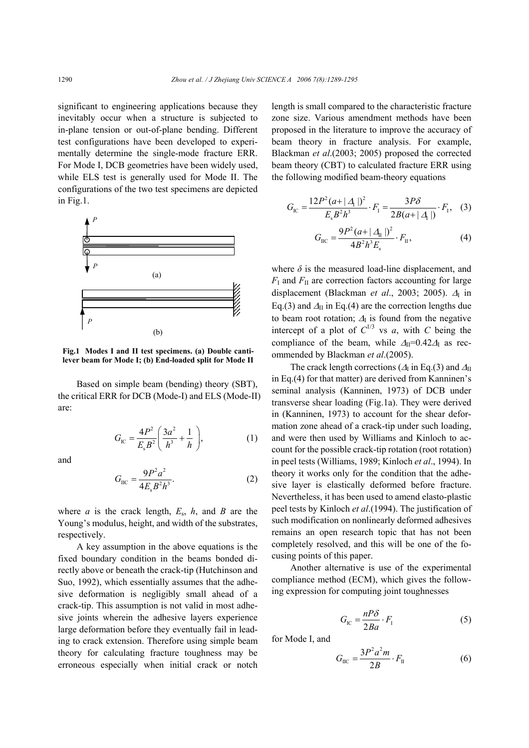significant to engineering applications because they inevitably occur when a structure is subjected to in-plane tension or out-of-plane bending. Different test configurations have been developed to experimentally determine the single-mode fracture ERR. For Mode I, DCB geometries have been widely used, while ELS test is generally used for Mode II. The configurations of the two test specimens are depicted in Fig.1.

**Fig.1 Modes I and II test specimens. (a) Double cantilever beam for Mode I; (b) End-loaded split for Mode II**

Based on simple beam (bending) theory (SBT), the critical ERR for DCB (Mode-I) and ELS (Mode-II) are:

$$G_{\mathrm{IC}} = \frac{4P^2}{E_s B^2}\left(\frac{3a^2}{h^3} + \frac{1}{h}\right), \tag{1}$$

and

$$G_{\mathrm{IIC}} = \frac{9P^2 a^2}{4E_s B^2 h^3}. \tag{2}$$

where $a$ is the crack length, $E_s$, $h$, and $B$ are the Young's modulus, height, and width of the substrates, respectively.

A key assumption in the above equations is the fixed boundary condition in the beams bonded directly above or beneath the crack-tip (Hutchinson and Suo, 1992), which essentially assumes that the adhesive deformation is negligibly small ahead of a crack-tip. This assumption is not valid in most adhesive joints wherein the adhesive layers experience large deformation before they eventually fail in leading to crack extension. Therefore using simple beam theory for calculating fracture toughness may be erroneous especially when initial crack or notch length is small compared to the characteristic fracture zone size. Various amendment methods have been proposed in the literature to improve the accuracy of beam theory in fracture analysis. For example, Blackman *et al*.(2003; 2005) proposed the corrected beam theory (CBT) to calculated fracture ERR using the following modified beam-theory equations

$$G_{\mathrm{IC}} = \frac{12P^2(a+|\Delta_{\mathrm{I}}|)^2}{E_s B^2 h^3}\cdot F_{\mathrm{I}} = \frac{3P\delta}{2B(a+|\Delta_{\mathrm{I}}|)}\cdot F_{\mathrm{I}}, \tag{3}$$

$$G_{\mathrm{IIC}} = \frac{9P^2(a+|\Delta_{\mathrm{II}}|)^2}{4B^2 h^3 E_s}\cdot F_{\mathrm{II}}, \tag{4}$$

where $\delta$ is the measured load-line displacement, and $F_{\mathrm{I}}$ and $F_{\mathrm{II}}$ are correction factors accounting for large displacement (Blackman *et al*., 2003; 2005). $\Delta_{\mathrm{I}}$ in Eq.(3) and $\Delta_{\mathrm{II}}$ in Eq.(4) are the correction lengths due to beam root rotation; $\Delta_{\mathrm{I}}$ is found from the negative intercept of a plot of $C^{1/3}$ vs $a$, with $C$ being the compliance of the beam, while $\Delta_{\mathrm{II}}=0.42\Delta_{\mathrm{I}}$ as recommended by Blackman *et al*.(2005).

The crack length corrections ($\Delta_{\mathrm{I}}$ in Eq.(3) and $\Delta_{\mathrm{II}}$ in Eq.(4) for that matter) are derived from Kanninen's seminal analysis (Kanninen, 1973) of DCB under transverse shear loading (Fig.1a). They were derived in (Kanninen, 1973) to account for the shear deformation zone ahead of a crack-tip under such loading, and were then used by Williams and Kinloch to account for the possible crack-tip rotation (root rotation) in peel tests (Williams, 1989; Kinloch *et al*., 1994). In theory it works only for the condition that the adhesive layer is elastically deformed before fracture. Nevertheless, it has been used to amend elasto-plastic peel tests by Kinloch *et al*.(1994). The justification of such modification on nonlinearly deformed adhesives remains an open research topic that has not been completely resolved, and this will be one of the focusing points of this paper.

Another alternative is use of the experimental compliance method (ECM), which gives the following expression for computing joint toughnesses

$$G_{\mathrm{IC}} = \frac{nP\delta}{2Ba}\cdot F_{\mathrm{I}} \tag{5}$$

for Mode I, and

$$G_{\mathrm{IIC}} = \frac{3P^2 a^2 m}{2B}\cdot F_{\mathrm{II}} \tag{6}$$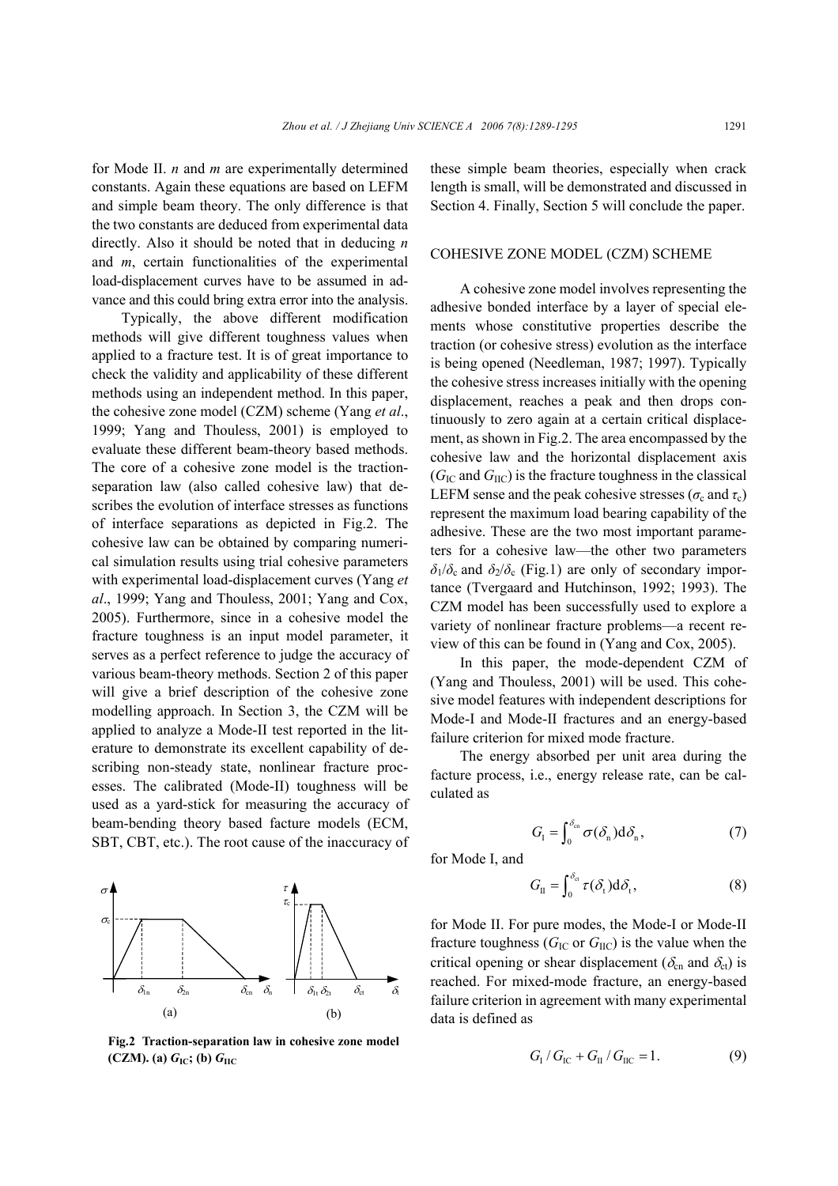for Mode II. $n$ and $m$ are experimentally determined constants. Again these equations are based on LEFM and simple beam theory. The only difference is that the two constants are deduced from experimental data directly. Also it should be noted that in deducing $n$ and $m$, certain functionalities of the experimental load-displacement curves have to be assumed in advance and this could bring extra error into the analysis.

Typically, the above different modification methods will give different toughness values when applied to a fracture test. It is of great importance to check the validity and applicability of these different methods using an independent method. In this paper, the cohesive zone model (CZM) scheme (Yang *et al*., 1999; Yang and Thouless, 2001) is employed to evaluate these different beam-theory based methods. The core of a cohesive zone model is the traction-separation law (also called cohesive law) that describes the evolution of interface stresses as functions of interface separations as depicted in Fig.2. The cohesive law can be obtained by comparing numerical simulation results using trial cohesive parameters with experimental load-displacement curves (Yang *et al*., 1999; Yang and Thouless, 2001; Yang and Cox, 2005). Furthermore, since in a cohesive model the fracture toughness is an input model parameter, it serves as a perfect reference to judge the accuracy of various beam-theory methods. Section 2 of this paper will give a brief description of the cohesive zone modelling approach. In Section 3, the CZM will be applied to analyze a Mode-II test reported in the literature to demonstrate its excellent capability of describing non-steady state, nonlinear fracture processes. The calibrated (Mode-II) toughness will be used as a yard-stick for measuring the accuracy of beam-bending theory based facture models (ECM, SBT, CBT, etc.). The root cause of the inaccuracy of these simple beam theories, especially when crack length is small, will be demonstrated and discussed in Section 4. Finally, Section 5 will conclude the paper.

**Fig.2 Traction-separation law in cohesive zone model (CZM). (a) $G_{IC}$; (b) $G_{IIC}$**

## COHESIVE ZONE MODEL (CZM) SCHEME

A cohesive zone model involves representing the adhesive bonded interface by a layer of special elements whose constitutive properties describe the traction (or cohesive stress) evolution as the interface is being opened (Needleman, 1987; 1997). Typically the cohesive stress increases initially with the opening displacement, reaches a peak and then drops continuously to zero again at a certain critical displacement, as shown in Fig.2. The area encompassed by the cohesive law and the horizontal displacement axis ($G_{IC}$ and $G_{IIC}$) is the fracture toughness in the classical LEFM sense and the peak cohesive stresses ($\sigma_c$ and $\tau_c$) represent the maximum load bearing capability of the adhesive. These are the two most important parameters for a cohesive law—the other two parameters $\delta_1/\delta_c$ and $\delta_2/\delta_c$ (Fig.1) are only of secondary importance (Tvergaard and Hutchinson, 1992; 1993). The CZM model has been successfully used to explore a variety of nonlinear fracture problems—a recent review of this can be found in (Yang and Cox, 2005).

In this paper, the mode-dependent CZM of (Yang and Thouless, 2001) will be used. This cohesive model features with independent descriptions for Mode-I and Mode-II fractures and an energy-based failure criterion for mixed mode fracture.

The energy absorbed per unit area during the facture process, i.e., energy release rate, can be calculated as

$$G_{I} = \int_{0}^{\delta_{cn}} \sigma(\delta_{n}) \mathrm{d}\delta_{n}, \tag{7}$$

for Mode I, and

$$G_{II} = \int_{0}^{\delta_{ct}} \tau(\delta_{t}) \mathrm{d}\delta_{t}, \tag{8}$$

for Mode II. For pure modes, the Mode-I or Mode-II fracture toughness ($G_{IC}$ or $G_{IIC}$) is the value when the critical opening or shear displacement ($\delta_{cn}$ and $\delta_{ct}$) is reached. For mixed-mode fracture, an energy-based failure criterion in agreement with many experimental data is defined as

$$G_{I}/G_{IC} + G_{II}/G_{IIC} = 1. \tag{9}$$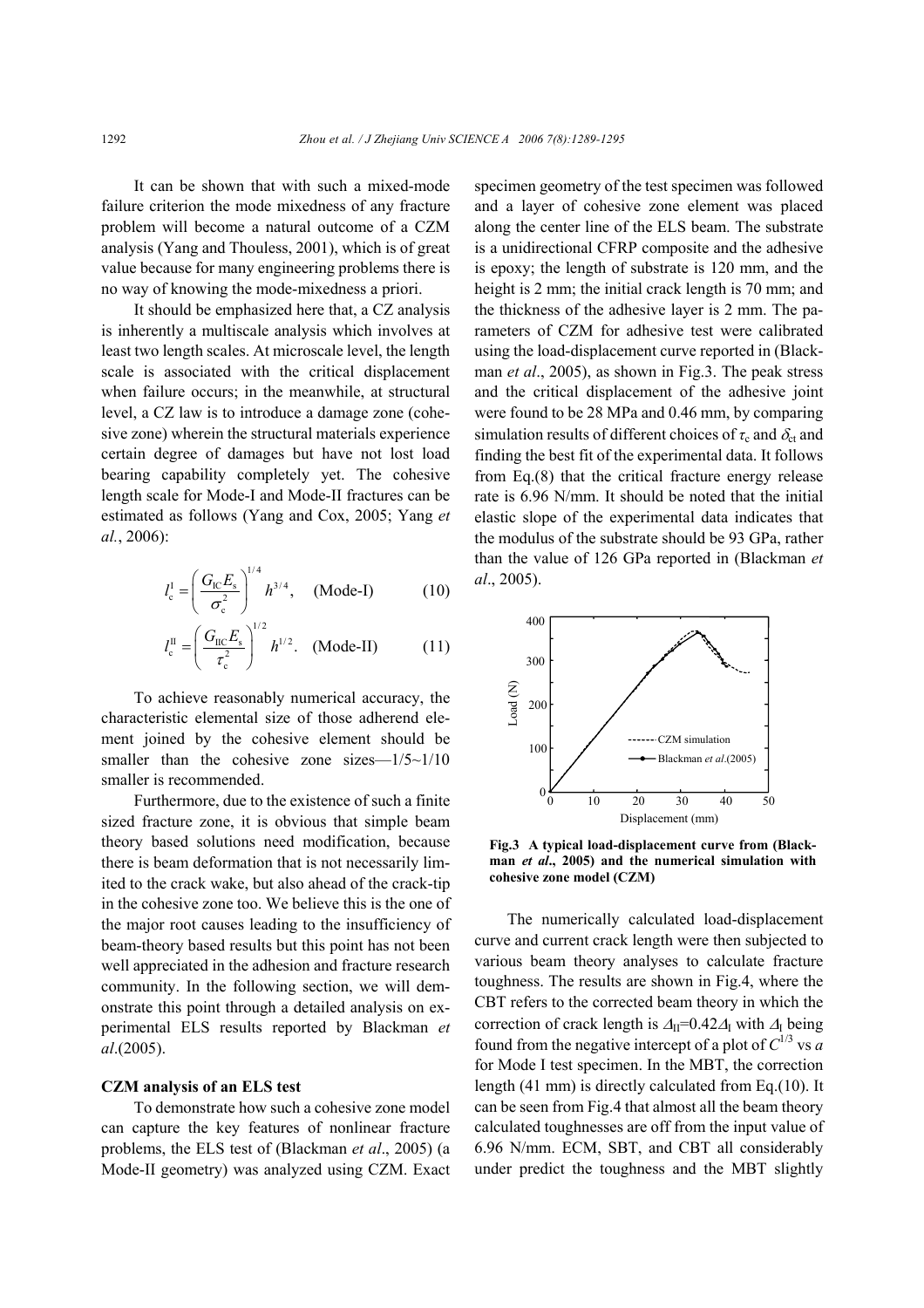It can be shown that with such a mixed-mode failure criterion the mode mixedness of any fracture problem will become a natural outcome of a CZM analysis (Yang and Thouless, 2001), which is of great value because for many engineering problems there is no way of knowing the mode-mixedness a priori.

It should be emphasized here that, a CZ analysis is inherently a multiscale analysis which involves at least two length scales. At microscale level, the length scale is associated with the critical displacement when failure occurs; in the meanwhile, at structural level, a CZ law is to introduce a damage zone (cohesive zone) wherein the structural materials experience certain degree of damages but have not lost load bearing capability completely yet. The cohesive length scale for Mode-I and Mode-II fractures can be estimated as follows (Yang and Cox, 2005; Yang *et al.*, 2006):

$$l_{\mathrm{c}}^{\mathrm{I}}=\left(\frac{G_{\mathrm{IC}}E_{\mathrm{s}}}{\sigma_{\mathrm{c}}^{2}}\right)^{1/4}h^{3/4},\quad \text{(Mode-I)} \tag{10}$$

$$l_{\mathrm{c}}^{\mathrm{II}}=\left(\frac{G_{\mathrm{IIC}}E_{\mathrm{s}}}{\tau_{\mathrm{c}}^{2}}\right)^{1/2}h^{1/2}.\quad \text{(Mode-II)} \tag{11}$$

To achieve reasonably numerical accuracy, the characteristic elemental size of those adherend element joined by the cohesive element should be smaller than the cohesive zone sizes—1/5~1/10 smaller is recommended.

Furthermore, due to the existence of such a finite sized fracture zone, it is obvious that simple beam theory based solutions need modification, because there is beam deformation that is not necessarily limited to the crack wake, but also ahead of the crack-tip in the cohesive zone too. We believe this is the one of the major root causes leading to the insufficiency of beam-theory based results but this point has not been well appreciated in the adhesion and fracture research community. In the following section, we will demonstrate this point through a detailed analysis on experimental ELS results reported by Blackman *et al*.(2005).

### CZM analysis of an ELS test

To demonstrate how such a cohesive zone model can capture the key features of nonlinear fracture problems, the ELS test of (Blackman *et al*., 2005) (a Mode-II geometry) was analyzed using CZM. Exact specimen geometry of the test specimen was followed and a layer of cohesive zone element was placed along the center line of the ELS beam. The substrate is a unidirectional CFRP composite and the adhesive is epoxy; the length of substrate is 120 mm, and the height is 2 mm; the initial crack length is 70 mm; and the thickness of the adhesive layer is 2 mm. The parameters of CZM for adhesive test were calibrated using the load-displacement curve reported in (Blackman *et al*., 2005), as shown in Fig.3. The peak stress and the critical displacement of the adhesive joint were found to be 28 MPa and 0.46 mm, by comparing simulation results of different choices of $\tau_{\mathrm{c}}$ and $\delta_{\mathrm{ct}}$ and finding the best fit of the experimental data. It follows from Eq.(8) that the critical fracture energy release rate is 6.96 N/mm. It should be noted that the initial elastic slope of the experimental data indicates that the modulus of the substrate should be 93 GPa, rather than the value of 126 GPa reported in (Blackman *et al*., 2005).

**Fig.3 A typical load-displacement curve from (Blackman *et al*., 2005) and the numerical simulation with cohesive zone model (CZM)**

The numerically calculated load-displacement curve and current crack length were then subjected to various beam theory analyses to calculate fracture toughness. The results are shown in Fig.4, where the CBT refers to the corrected beam theory in which the correction of crack length is $\Delta_{\mathrm{II}}=0.42\Delta_{\mathrm{I}}$ with $\Delta_{\mathrm{I}}$ being found from the negative intercept of a plot of $C^{1/3}$ vs $a$ for Mode I test specimen. In the MBT, the correction length (41 mm) is directly calculated from Eq.(10). It can be seen from Fig.4 that almost all the beam theory calculated toughnesses are off from the input value of 6.96 N/mm. ECM, SBT, and CBT all considerably under predict the toughness and the MBT slightly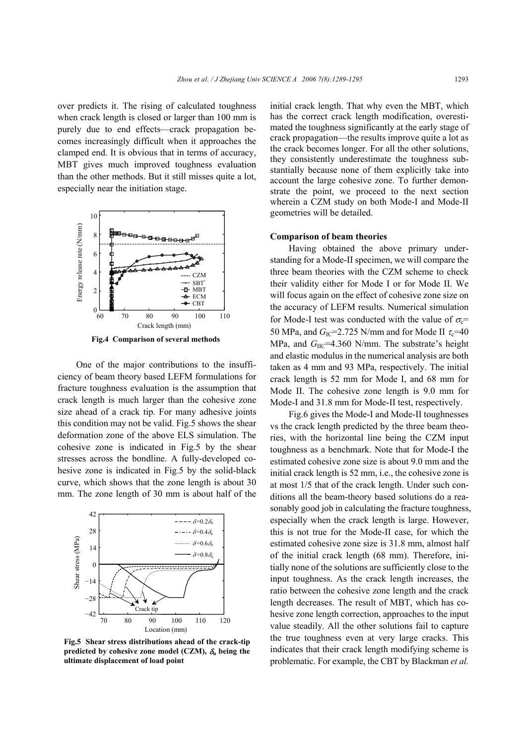over predicts it. The rising of calculated toughness when crack length is closed or larger than 100 mm is purely due to end effects—crack propagation becomes increasingly difficult when it approaches the clamped end. It is obvious that in terms of accuracy, MBT gives much improved toughness evaluation than the other methods. But it still misses quite a lot, especially near the initiation stage.

**Fig.4 Comparison of several methods**

One of the major contributions to the insufficiency of beam theory based LEFM formulations for fracture toughness evaluation is the assumption that crack length is much larger than the cohesive zone size ahead of a crack tip. For many adhesive joints this condition may not be valid. Fig.5 shows the shear deformation zone of the above ELS simulation. The cohesive zone is indicated in Fig.5 by the shear stresses across the bondline. A fully-developed cohesive zone is indicated in Fig.5 by the solid-black curve, which shows that the zone length is about 30 mm. The zone length of 30 mm is about half of the initial crack length. That why even the MBT, which has the correct crack length modification, overestimated the toughness significantly at the early stage of crack propagation—the results improve quite a lot as the crack becomes longer. For all the other solutions, they consistently underestimate the toughness substantially because none of them explicitly take into account the large cohesive zone. To further demonstrate the point, we proceed to the next section wherein a CZM study on both Mode-I and Mode-II geometries will be detailed.

**Fig.5 Shear stress distributions ahead of the crack-tip predicted by cohesive zone model (CZM), $\delta_u$ being the ultimate displacement of load point**

#### Comparison of beam theories

Having obtained the above primary understanding for a Mode-II specimen, we will compare the three beam theories with the CZM scheme to check their validity either for Mode I or for Mode II. We will focus again on the effect of cohesive zone size on the accuracy of LEFM results. Numerical simulation for Mode-I test was conducted with the value of $\sigma_c$= 50 MPa, and $G_{IC}$=2.725 N/mm and for Mode II $\tau_c$=40 MPa, and $G_{IIC}$=4.360 N/mm. The substrate's height and elastic modulus in the numerical analysis are both taken as 4 mm and 93 MPa, respectively. The initial crack length is 52 mm for Mode I, and 68 mm for Mode II. The cohesive zone length is 9.0 mm for Mode-I and 31.8 mm for Mode-II test, respectively.

Fig.6 gives the Mode-I and Mode-II toughnesses vs the crack length predicted by the three beam theories, with the horizontal line being the CZM input toughness as a benchmark. Note that for Mode-I the estimated cohesive zone size is about 9.0 mm and the initial crack length is 52 mm, i.e., the cohesive zone is at most 1/5 that of the crack length. Under such conditions all the beam-theory based solutions do a reasonably good job in calculating the fracture toughness, especially when the crack length is large. However, this is not true for the Mode-II case, for which the estimated cohesive zone size is 31.8 mm, almost half of the initial crack length (68 mm). Therefore, initially none of the solutions are sufficiently close to the input toughness. As the crack length increases, the ratio between the cohesive zone length and the crack length decreases. The result of MBT, which has cohesive zone length correction, approaches to the input value steadily. All the other solutions fail to capture the true toughness even at very large cracks. This indicates that their crack length modifying scheme is problematic. For example, the CBT by Blackman *et al.*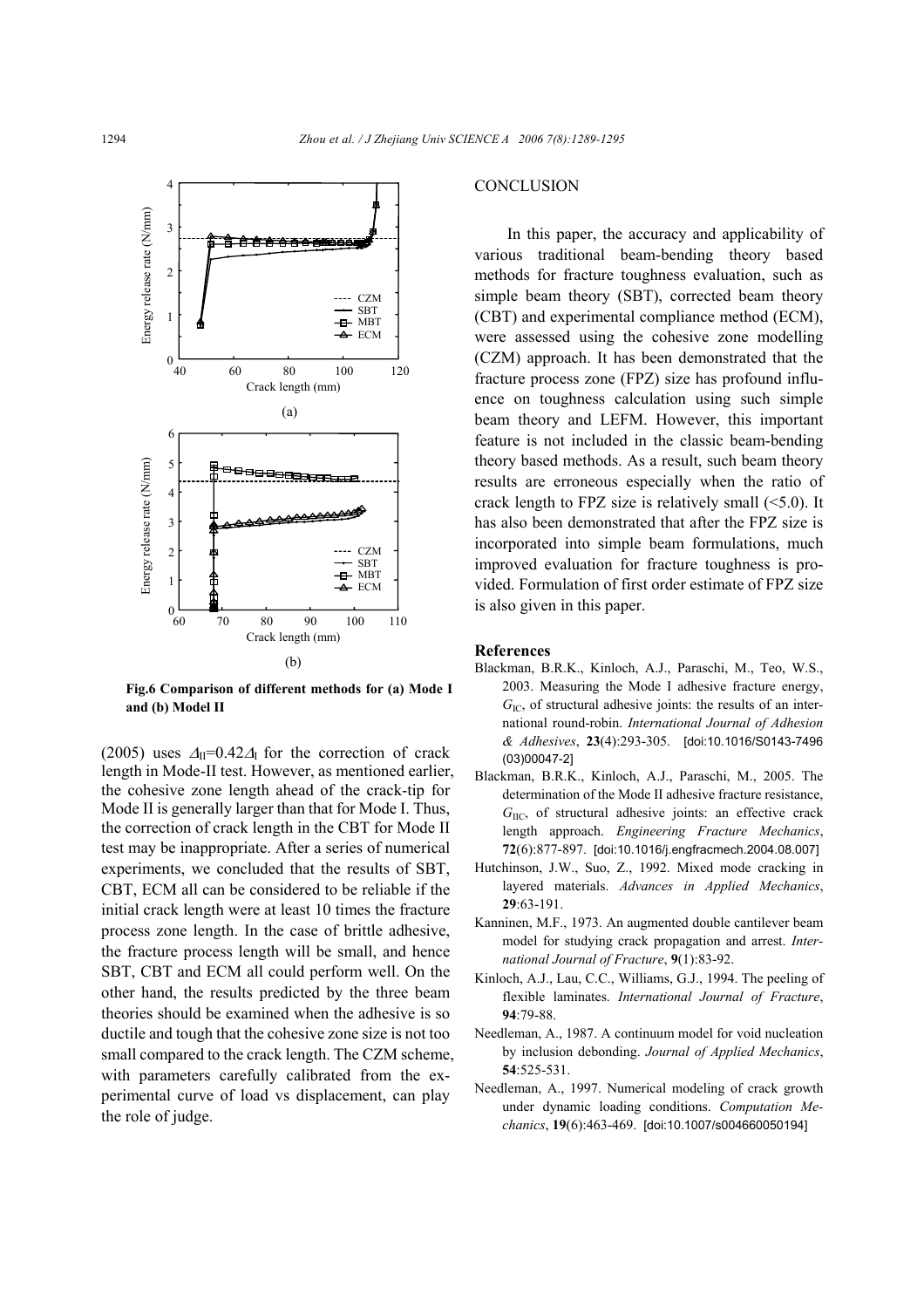**Fig.6 Comparison of different methods for (a) Mode I and (b) Model II**

(2005) uses $\Delta_{II}$=0.42$\Delta_I$ for the correction of crack length in Mode-II test. However, as mentioned earlier, the cohesive zone length ahead of the crack-tip for Mode II is generally larger than that for Mode I. Thus, the correction of crack length in the CBT for Mode II test may be inappropriate. After a series of numerical experiments, we concluded that the results of SBT, CBT, ECM all can be considered to be reliable if the initial crack length were at least 10 times the fracture process zone length. In the case of brittle adhesive, the fracture process length will be small, and hence SBT, CBT and ECM all could perform well. On the other hand, the results predicted by the three beam theories should be examined when the adhesive is so ductile and tough that the cohesive zone size is not too small compared to the crack length. The CZM scheme, with parameters carefully calibrated from the experimental curve of load vs displacement, can play the role of judge.

## CONCLUSION

In this paper, the accuracy and applicability of various traditional beam-bending theory based methods for fracture toughness evaluation, such as simple beam theory (SBT), corrected beam theory (CBT) and experimental compliance method (ECM), were assessed using the cohesive zone modelling (CZM) approach. It has been demonstrated that the fracture process zone (FPZ) size has profound influence on toughness calculation using such simple beam theory and LEFM. However, this important feature is not included in the classic beam-bending theory based methods. As a result, such beam theory results are erroneous especially when the ratio of crack length to FPZ size is relatively small (<5.0). It has also been demonstrated that after the FPZ size is incorporated into simple beam formulations, much improved evaluation for fracture toughness is provided. Formulation of first order estimate of FPZ size is also given in this paper.

**References**

Blackman, B.R.K., Kinloch, A.J., Paraschi, M., Teo, W.S., 2003. Measuring the Mode I adhesive fracture energy, $G_{IC}$, of structural adhesive joints: the results of an international round-robin. *International Journal of Adhesion & Adhesives*, **23**(4):293-305. [doi:10.1016/S0143-7496(03)00047-2]

Blackman, B.R.K., Kinloch, A.J., Paraschi, M., 2005. The determination of the Mode II adhesive fracture resistance, $G_{IIC}$, of structural adhesive joints: an effective crack length approach. *Engineering Fracture Mechanics*, **72**(6):877-897. [doi:10.1016/j.engfracmech.2004.08.007]

Hutchinson, J.W., Suo, Z., 1992. Mixed mode cracking in layered materials. *Advances in Applied Mechanics*, **29**:63-191.

Kanninen, M.F., 1973. An augmented double cantilever beam model for studying crack propagation and arrest. *International Journal of Fracture*, **9**(1):83-92.

Kinloch, A.J., Lau, C.C., Williams, G.J., 1994. The peeling of flexible laminates. *International Journal of Fracture*, **94**:79-88.

Needleman, A., 1987. A continuum model for void nucleation by inclusion debonding. *Journal of Applied Mechanics*, **54**:525-531.

Needleman, A., 1997. Numerical modeling of crack growth under dynamic loading conditions. *Computation Mechanics*, **19**(6):463-469. [doi:10.1007/s004660050194]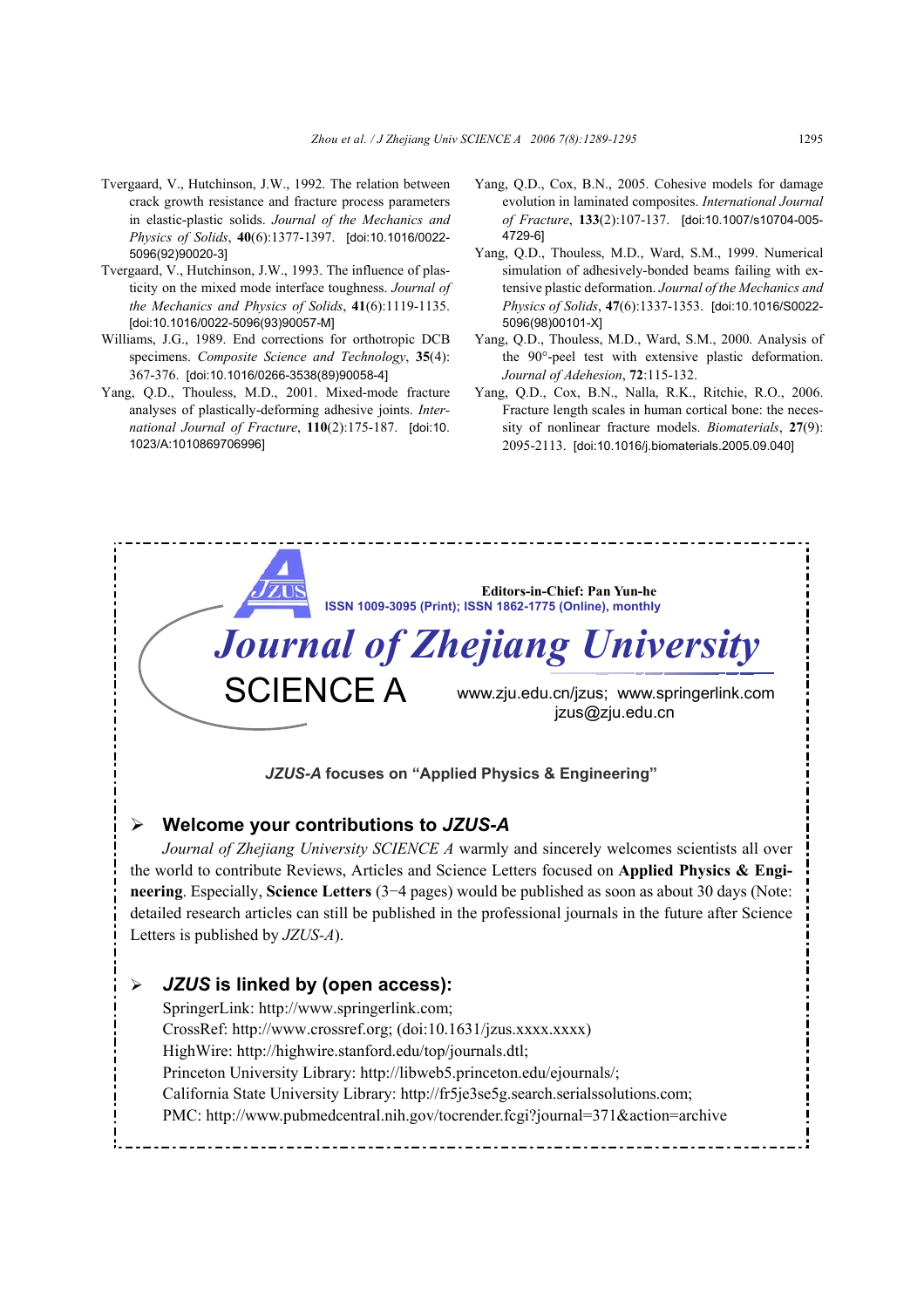Tvergaard, V., Hutchinson, J.W., 1992. The relation between crack growth resistance and fracture process parameters in elastic-plastic solids. *Journal of the Mechanics and Physics of Solids*, **40**(6):1377-1397. [doi:10.1016/0022-5096(92)90020-3]

Tvergaard, V., Hutchinson, J.W., 1993. The influence of plasticity on the mixed mode interface toughness. *Journal of the Mechanics and Physics of Solids*, **41**(6):1119-1135. [doi:10.1016/0022-5096(93)90057-M]

Williams, J.G., 1989. End corrections for orthotropic DCB specimens. *Composite Science and Technology*, **35**(4): 367-376. [doi:10.1016/0266-3538(89)90058-4]

Yang, Q.D., Thouless, M.D., 2001. Mixed-mode fracture analyses of plastically-deforming adhesive joints. *International Journal of Fracture*, **110**(2):175-187. [doi:10.1023/A:1010869706996]

Yang, Q.D., Cox, B.N., 2005. Cohesive models for damage evolution in laminated composites. *International Journal of Fracture*, **133**(2):107-137. [doi:10.1007/s10704-005-4729-6]

Yang, Q.D., Thouless, M.D., Ward, S.M., 1999. Numerical simulation of adhesively-bonded beams failing with extensive plastic deformation. *Journal of the Mechanics and Physics of Solids*, **47**(6):1337-1353. [doi:10.1016/S0022-5096(98)00101-X]

Yang, Q.D., Thouless, M.D., Ward, S.M., 2000. Analysis of the 90°-peel test with extensive plastic deformation. *Journal of Adehesion*, **72**:115-132.

Yang, Q.D., Cox, B.N., Nalla, R.K., Ritchie, R.O., 2006. Fracture length scales in human cortical bone: the necessity of nonlinear fracture models. *Biomaterials*, **27**(9): 2095-2113. [doi:10.1016/j.biomaterials.2005.09.040]

---

JZUS

**Editors-in-Chief: Pan Yun-he**

ISSN 1009-3095 (Print); ISSN 1862-1775 (Online), monthly

# *Journal of Zhejiang University* SCIENCE A

www.zju.edu.cn/jzus; www.springerlink.com

jzus@zju.edu.cn

***JZUS-A*** **focuses on "Applied Physics & Engineering"**

## ➢ Welcome your contributions to *JZUS-A*

*Journal of Zhejiang University SCIENCE A* warmly and sincerely welcomes scientists all over the world to contribute Reviews, Articles and Science Letters focused on **Applied Physics & Engineering**. Especially, **Science Letters** (3−4 pages) would be published as soon as about 30 days (Note: detailed research articles can still be published in the professional journals in the future after Science Letters is published by *JZUS-A*).

## ➢ *JZUS* is linked by (open access):

SpringerLink: http://www.springerlink.com;
CrossRef: http://www.crossref.org; (doi:10.1631/jzus.xxxx.xxxx)
HighWire: http://highwire.stanford.edu/top/journals.dtl;
Princeton University Library: http://libweb5.princeton.edu/ejournals/;
California State University Library: http://fr5je3se5g.search.serialssolutions.com;
PMC: http://www.pubmedcentral.nih.gov/tocrender.fcgi?journal=371&action=archive